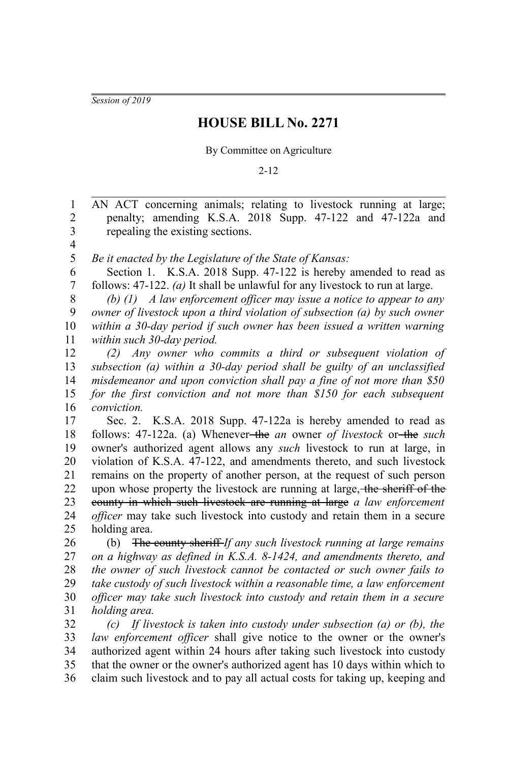*Session of 2019*

# HOUSE BILL No. 2271

By Committee on Agriculture

2-12

AN ACT concerning animals; relating to livestock running at large; penalty; amending K.S.A. 2018 Supp. 47-122 and 47-122a and repealing the existing sections.

*Be it enacted by the Legislature of the State of Kansas:*

Section 1. K.S.A. 2018 Supp. 47-122 is hereby amended to read as follows: 47-122. *(a)* It shall be unlawful for any livestock to run at large.

*(b) (1) A law enforcement officer may issue a notice to appear to any owner of livestock upon a third violation of subsection (a) by such owner within a 30-day period if such owner has been issued a written warning within such 30-day period.*

*(2) Any owner who commits a third or subsequent violation of subsection (a) within a 30-day period shall be guilty of an unclassified misdemeanor and upon conviction shall pay a fine of not more than $50 for the first conviction and not more than $150 for each subsequent conviction.*

Sec. 2. K.S.A. 2018 Supp. 47-122a is hereby amended to read as follows: 47-122a. (a) Whenever ~~the~~ *an* owner *of livestock* or ~~the~~ *such* owner's authorized agent allows any *such* livestock to run at large, in violation of K.S.A. 47-122, and amendments thereto, and such livestock remains on the property of another person, at the request of such person upon whose property the livestock are running at large, ~~the sheriff of the county in which such livestock are running at large~~ *a law enforcement officer* may take such livestock into custody and retain them in a secure holding area.

(b) ~~The county sheriff~~ *If any such livestock running at large remains on a highway as defined in K.S.A. 8-1424, and amendments thereto, and the owner of such livestock cannot be contacted or such owner fails to take custody of such livestock within a reasonable time, a law enforcement officer may take such livestock into custody and retain them in a secure holding area.*

*(c) If livestock is taken into custody under subsection (a) or (b), the law enforcement officer* shall give notice to the owner or the owner's authorized agent within 24 hours after taking such livestock into custody that the owner or the owner's authorized agent has 10 days within which to claim such livestock and to pay all actual costs for taking up, keeping and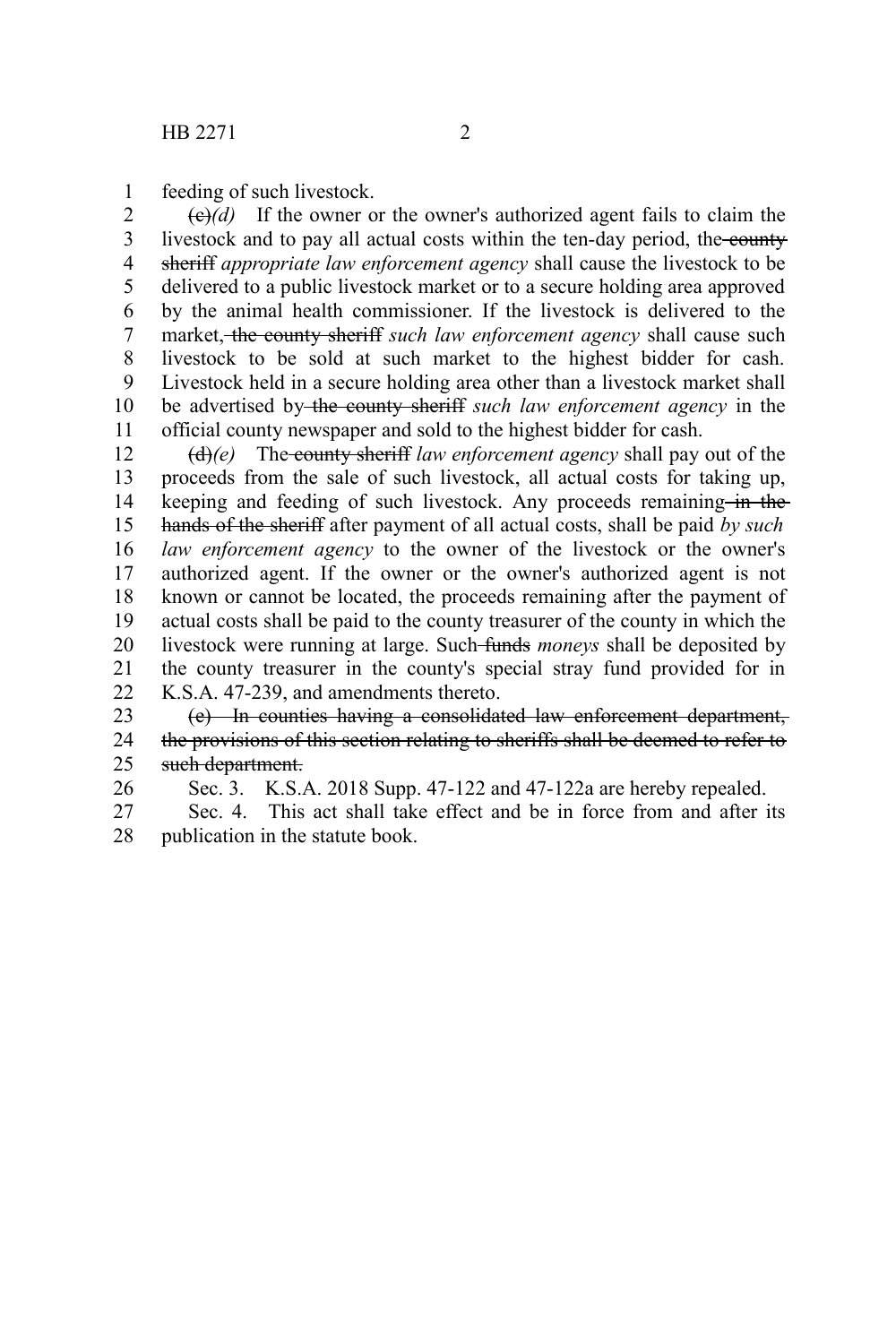feeding of such livestock.

~~(c)~~*(d)* If the owner or the owner's authorized agent fails to claim the livestock and to pay all actual costs within the ten-day period, the ~~county sheriff~~ *appropriate law enforcement agency* shall cause the livestock to be delivered to a public livestock market or to a secure holding area approved by the animal health commissioner. If the livestock is delivered to the market, ~~the county sheriff~~ *such law enforcement agency* shall cause such livestock to be sold at such market to the highest bidder for cash. Livestock held in a secure holding area other than a livestock market shall be advertised by ~~the county sheriff~~ *such law enforcement agency* in the official county newspaper and sold to the highest bidder for cash.

~~(d)~~*(e)* The ~~county sheriff~~ *law enforcement agency* shall pay out of the proceeds from the sale of such livestock, all actual costs for taking up, keeping and feeding of such livestock. Any proceeds remaining ~~in the hands of the sheriff~~ after payment of all actual costs, shall be paid *by such law enforcement agency* to the owner of the livestock or the owner's authorized agent. If the owner or the owner's authorized agent is not known or cannot be located, the proceeds remaining after the payment of actual costs shall be paid to the county treasurer of the county in which the livestock were running at large. Such ~~funds~~ *moneys* shall be deposited by the county treasurer in the county's special stray fund provided for in K.S.A. 47-239, and amendments thereto.

~~(e) In counties having a consolidated law enforcement department, the provisions of this section relating to sheriffs shall be deemed to refer to such department.~~

Sec. 3. K.S.A. 2018 Supp. 47-122 and 47-122a are hereby repealed.

Sec. 4. This act shall take effect and be in force from and after its publication in the statute book.